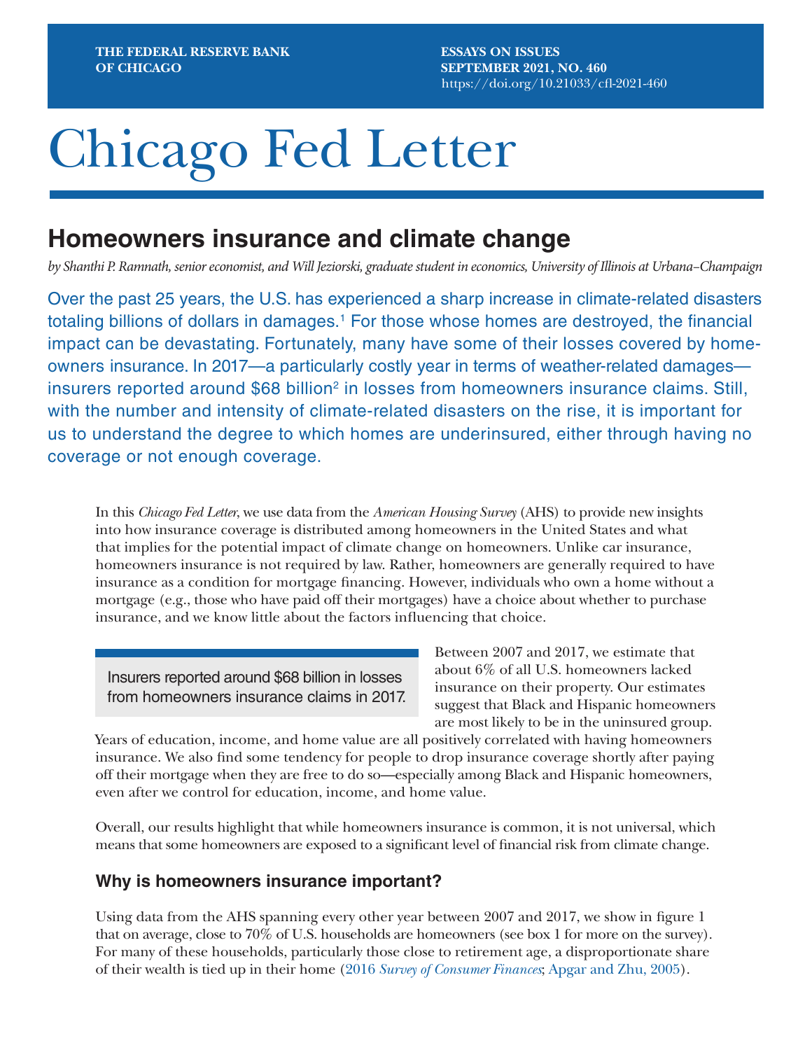THE FEDERAL RESERVE BANK OF CHICAGO

ESSAYS ON ISSUES
SEPTEMBER 2021, NO. 460
https://doi.org/10.21033/cfl-2021-460

# Chicago Fed Letter

## Homeowners insurance and climate change

*by Shanthi P. Ramnath, senior economist, and Will Jeziorski, graduate student in economics, University of Illinois at Urbana–Champaign*

Over the past 25 years, the U.S. has experienced a sharp increase in climate-related disasters totaling billions of dollars in damages.[1] For those whose homes are destroyed, the financial impact can be devastating. Fortunately, many have some of their losses covered by homeowners insurance. In 2017—a particularly costly year in terms of weather-related damages—insurers reported around $68 billion[2] in losses from homeowners insurance claims. Still, with the number and intensity of climate-related disasters on the rise, it is important for us to understand the degree to which homes are underinsured, either through having no coverage or not enough coverage.

In this *Chicago Fed Letter*, we use data from the *American Housing Survey* (AHS) to provide new insights into how insurance coverage is distributed among homeowners in the United States and what that implies for the potential impact of climate change on homeowners. Unlike car insurance, homeowners insurance is not required by law. Rather, homeowners are generally required to have insurance as a condition for mortgage financing. However, individuals who own a home without a mortgage (e.g., those who have paid off their mortgages) have a choice about whether to purchase insurance, and we know little about the factors influencing that choice.

> Insurers reported around $68 billion in losses from homeowners insurance claims in 2017.

Between 2007 and 2017, we estimate that about 6% of all U.S. homeowners lacked insurance on their property. Our estimates suggest that Black and Hispanic homeowners are most likely to be in the uninsured group. Years of education, income, and home value are all positively correlated with having homeowners insurance. We also find some tendency for people to drop insurance coverage shortly after paying off their mortgage when they are free to do so—especially among Black and Hispanic homeowners, even after we control for education, income, and home value.

Overall, our results highlight that while homeowners insurance is common, it is not universal, which means that some homeowners are exposed to a significant level of financial risk from climate change.

### Why is homeowners insurance important?

Using data from the AHS spanning every other year between 2007 and 2017, we show in figure 1 that on average, close to 70% of U.S. households are homeowners (see box 1 for more on the survey). For many of these households, particularly those close to retirement age, a disproportionate share of their wealth is tied up in their home (2016 *Survey of Consumer Finances*; Apgar and Zhu, 2005).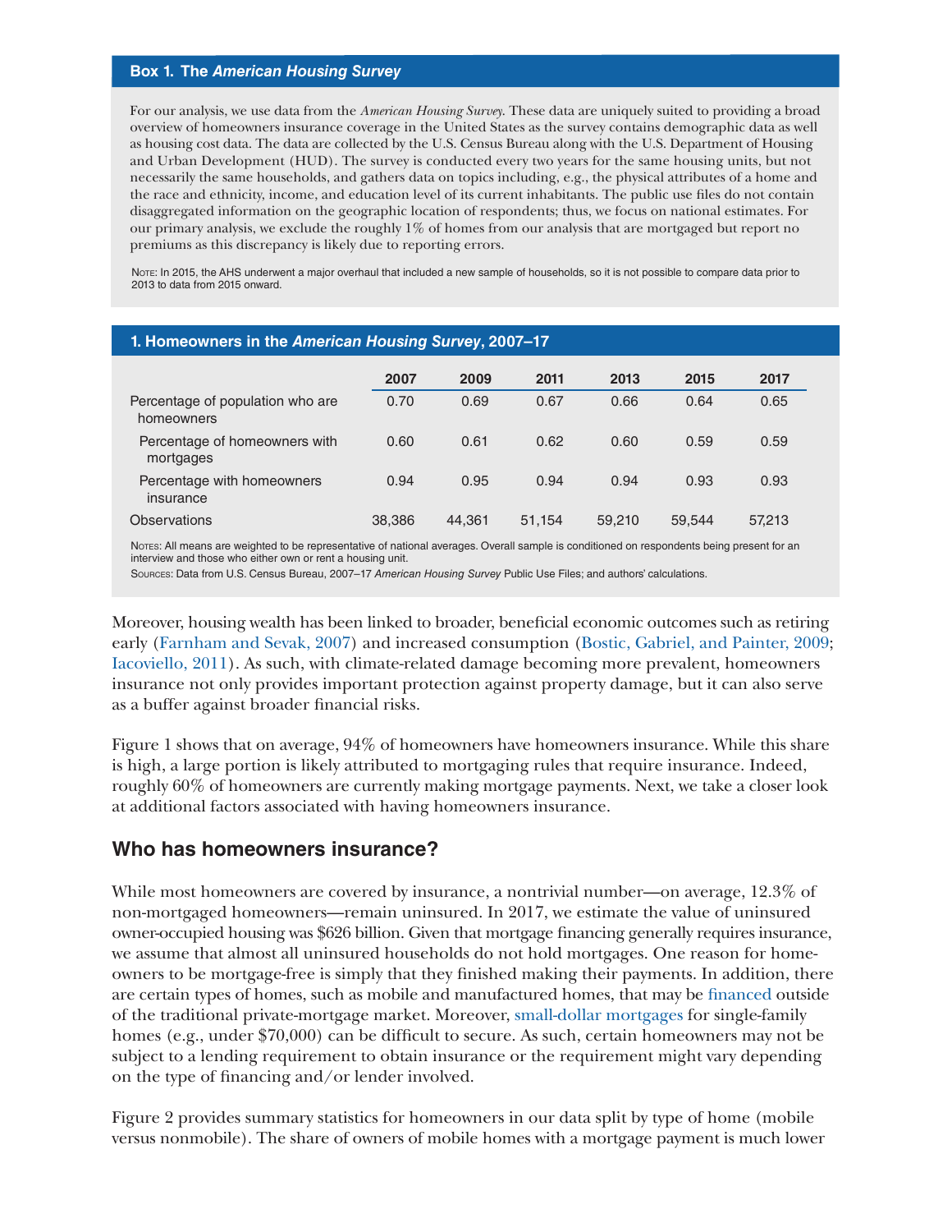### Box 1. The *American Housing Survey*

For our analysis, we use data from the *American Housing Survey*. These data are uniquely suited to providing a broad overview of homeowners insurance coverage in the United States as the survey contains demographic data as well as housing cost data. The data are collected by the U.S. Census Bureau along with the U.S. Department of Housing and Urban Development (HUD). The survey is conducted every two years for the same housing units, but not necessarily the same households, and gathers data on topics including, e.g., the physical attributes of a home and the race and ethnicity, income, and education level of its current inhabitants. The public use files do not contain disaggregated information on the geographic location of respondents; thus, we focus on national estimates. For our primary analysis, we exclude the roughly 1% of homes from our analysis that are mortgaged but report no premiums as this discrepancy is likely due to reporting errors.

Note: In 2015, the AHS underwent a major overhaul that included a new sample of households, so it is not possible to compare data prior to 2013 to data from 2015 onward.

### 1. Homeowners in the *American Housing Survey*, 2007–17

| | 2007 | 2009 | 2011 | 2013 | 2015 | 2017 |
|---|---|---|---|---|---|---|
| Percentage of population who are homeowners | 0.70 | 0.69 | 0.67 | 0.66 | 0.64 | 0.65 |
| Percentage of homeowners with mortgages | 0.60 | 0.61 | 0.62 | 0.60 | 0.59 | 0.59 |
| Percentage with homeowners insurance | 0.94 | 0.95 | 0.94 | 0.94 | 0.93 | 0.93 |
| Observations | 38,386 | 44,361 | 51,154 | 59,210 | 59,544 | 57,213 |

Notes: All means are weighted to be representative of national averages. Overall sample is conditioned on respondents being present for an interview and those who either own or rent a housing unit.

Sources: Data from U.S. Census Bureau, 2007–17 *American Housing Survey* Public Use Files; and authors' calculations.

Moreover, housing wealth has been linked to broader, beneficial economic outcomes such as retiring early (Farnham and Sevak, 2007) and increased consumption (Bostic, Gabriel, and Painter, 2009; Iacoviello, 2011). As such, with climate-related damage becoming more prevalent, homeowners insurance not only provides important protection against property damage, but it can also serve as a buffer against broader financial risks.

Figure 1 shows that on average, 94% of homeowners have homeowners insurance. While this share is high, a large portion is likely attributed to mortgaging rules that require insurance. Indeed, roughly 60% of homeowners are currently making mortgage payments. Next, we take a closer look at additional factors associated with having homeowners insurance.

## Who has homeowners insurance?

While most homeowners are covered by insurance, a nontrivial number—on average, 12.3% of non-mortgaged homeowners—remain uninsured. In 2017, we estimate the value of uninsured owner-occupied housing was $626 billion. Given that mortgage financing generally requires insurance, we assume that almost all uninsured households do not hold mortgages. One reason for homeowners to be mortgage-free is simply that they finished making their payments. In addition, there are certain types of homes, such as mobile and manufactured homes, that may be financed outside of the traditional private-mortgage market. Moreover, small-dollar mortgages for single-family homes (e.g., under $70,000) can be difficult to secure. As such, certain homeowners may not be subject to a lending requirement to obtain insurance or the requirement might vary depending on the type of financing and/or lender involved.

Figure 2 provides summary statistics for homeowners in our data split by type of home (mobile versus nonmobile). The share of owners of mobile homes with a mortgage payment is much lower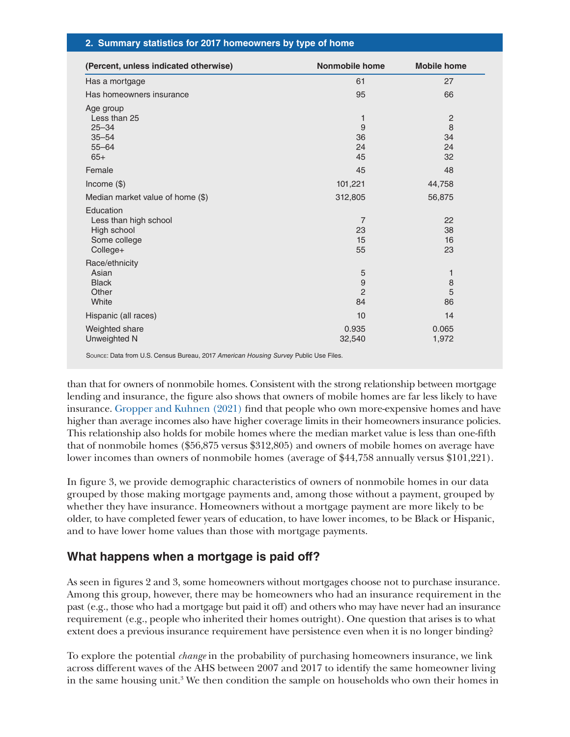**2. Summary statistics for 2017 homeowners by type of home**

| (Percent, unless indicated otherwise) | Nonmobile home | Mobile home |
|---|---|---|
| Has a mortgage | 61 | 27 |
| Has homeowners insurance | 95 | 66 |
| Age group | | |
| Less than 25 | 1 | 2 |
| 25–34 | 9 | 8 |
| 35–54 | 36 | 34 |
| 55–64 | 24 | 24 |
| 65+ | 45 | 32 |
| Female | 45 | 48 |
| Income ($) | 101,221 | 44,758 |
| Median market value of home ($) | 312,805 | 56,875 |
| Education | | |
| Less than high school | 7 | 22 |
| High school | 23 | 38 |
| Some college | 15 | 16 |
| College+ | 55 | 23 |
| Race/ethnicity | | |
| Asian | 5 | 1 |
| Black | 9 | 8 |
| Other | 2 | 5 |
| White | 84 | 86 |
| Hispanic (all races) | 10 | 14 |
| Weighted share | 0.935 | 0.065 |
| Unweighted N | 32,540 | 1,972 |

Source: Data from U.S. Census Bureau, 2017 *American Housing Survey* Public Use Files.

than that for owners of nonmobile homes. Consistent with the strong relationship between mortgage lending and insurance, the figure also shows that owners of mobile homes are far less likely to have insurance. Gropper and Kuhnen (2021) find that people who own more-expensive homes and have higher than average incomes also have higher coverage limits in their homeowners insurance policies. This relationship also holds for mobile homes where the median market value is less than one-fifth that of nonmobile homes ($56,875 versus $312,805) and owners of mobile homes on average have lower incomes than owners of nonmobile homes (average of $44,758 annually versus $101,221).

In figure 3, we provide demographic characteristics of owners of nonmobile homes in our data grouped by those making mortgage payments and, among those without a payment, grouped by whether they have insurance. Homeowners without a mortgage payment are more likely to be older, to have completed fewer years of education, to have lower incomes, to be Black or Hispanic, and to have lower home values than those with mortgage payments.

## What happens when a mortgage is paid off?

As seen in figures 2 and 3, some homeowners without mortgages choose not to purchase insurance. Among this group, however, there may be homeowners who had an insurance requirement in the past (e.g., those who had a mortgage but paid it off) and others who may have never had an insurance requirement (e.g., people who inherited their homes outright). One question that arises is to what extent does a previous insurance requirement have persistence even when it is no longer binding?

To explore the potential *change* in the probability of purchasing homeowners insurance, we link across different waves of the AHS between 2007 and 2017 to identify the same homeowner living in the same housing unit.[3] We then condition the sample on households who own their homes in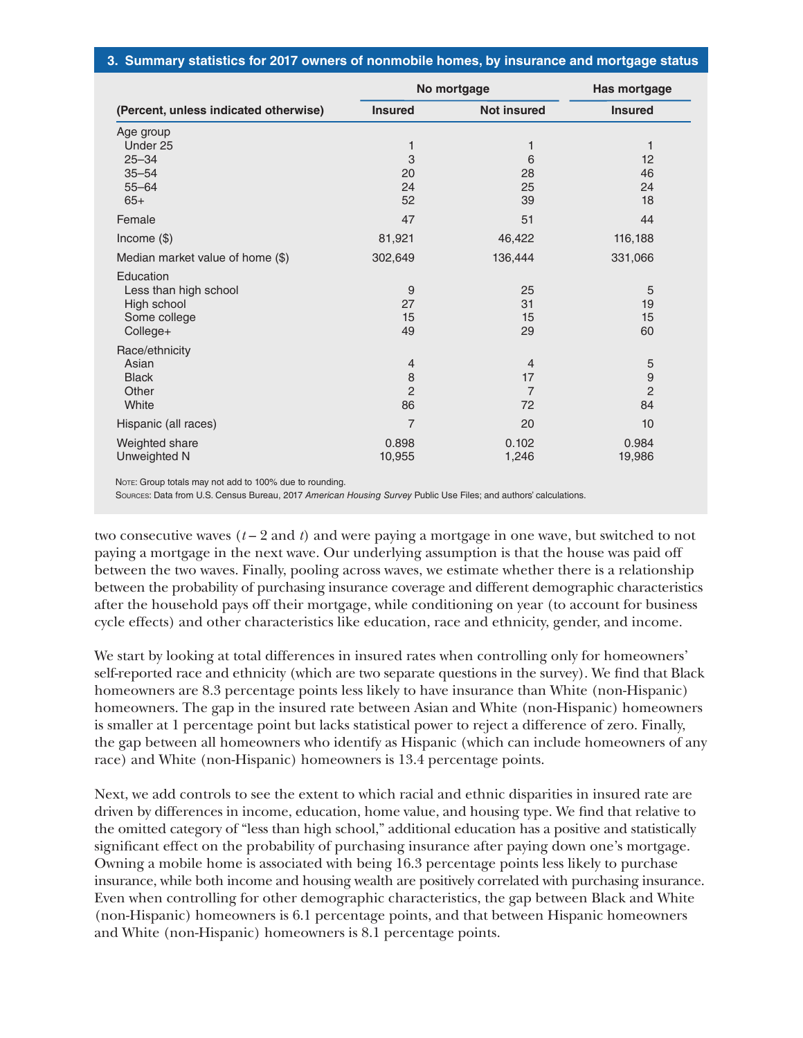**3. Summary statistics for 2017 owners of nonmobile homes, by insurance and mortgage status**

| | No mortgage | | Has mortgage |
|---|---|---|---|
| (Percent, unless indicated otherwise) | Insured | Not insured | Insured |
| Age group | | | |
| Under 25 | 1 | 1 | 1 |
| 25–34 | 3 | 6 | 12 |
| 35–54 | 20 | 28 | 46 |
| 55–64 | 24 | 25 | 24 |
| 65+ | 52 | 39 | 18 |
| Female | 47 | 51 | 44 |
| Income ($) | 81,921 | 46,422 | 116,188 |
| Median market value of home ($) | 302,649 | 136,444 | 331,066 |
| Education | | | |
| Less than high school | 9 | 25 | 5 |
| High school | 27 | 31 | 19 |
| Some college | 15 | 15 | 15 |
| College+ | 49 | 29 | 60 |
| Race/ethnicity | | | |
| Asian | 4 | 4 | 5 |
| Black | 8 | 17 | 9 |
| Other | 2 | 7 | 2 |
| White | 86 | 72 | 84 |
| Hispanic (all races) | 7 | 20 | 10 |
| Weighted share | 0.898 | 0.102 | 0.984 |
| Unweighted N | 10,955 | 1,246 | 19,986 |

Note: Group totals may not add to 100% due to rounding.
Sources: Data from U.S. Census Bureau, 2017 *American Housing Survey* Public Use Files; and authors' calculations.

two consecutive waves ($t-2$ and $t$) and were paying a mortgage in one wave, but switched to not paying a mortgage in the next wave. Our underlying assumption is that the house was paid off between the two waves. Finally, pooling across waves, we estimate whether there is a relationship between the probability of purchasing insurance coverage and different demographic characteristics after the household pays off their mortgage, while conditioning on year (to account for business cycle effects) and other characteristics like education, race and ethnicity, gender, and income.

We start by looking at total differences in insured rates when controlling only for homeowners' self-reported race and ethnicity (which are two separate questions in the survey). We find that Black homeowners are 8.3 percentage points less likely to have insurance than White (non-Hispanic) homeowners. The gap in the insured rate between Asian and White (non-Hispanic) homeowners is smaller at 1 percentage point but lacks statistical power to reject a difference of zero. Finally, the gap between all homeowners who identify as Hispanic (which can include homeowners of any race) and White (non-Hispanic) homeowners is 13.4 percentage points.

Next, we add controls to see the extent to which racial and ethnic disparities in insured rate are driven by differences in income, education, home value, and housing type. We find that relative to the omitted category of "less than high school," additional education has a positive and statistically significant effect on the probability of purchasing insurance after paying down one's mortgage. Owning a mobile home is associated with being 16.3 percentage points less likely to purchase insurance, while both income and housing wealth are positively correlated with purchasing insurance. Even when controlling for other demographic characteristics, the gap between Black and White (non-Hispanic) homeowners is 6.1 percentage points, and that between Hispanic homeowners and White (non-Hispanic) homeowners is 8.1 percentage points.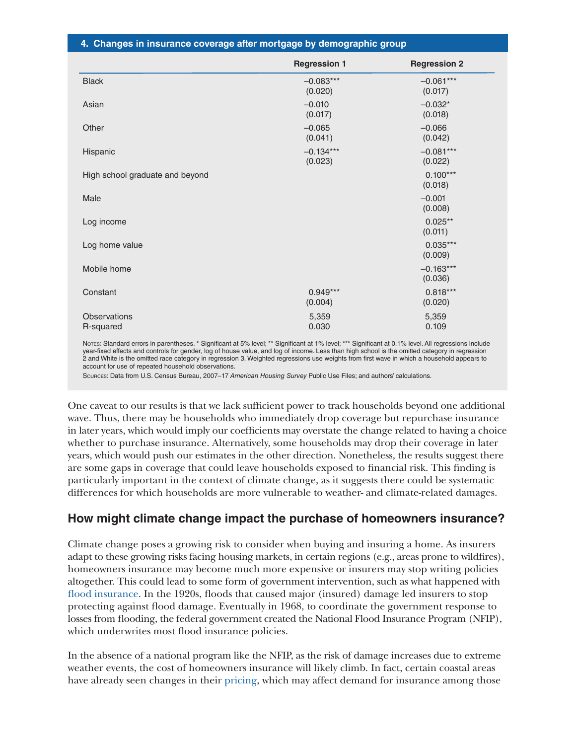**4. Changes in insurance coverage after mortgage by demographic group**

| | Regression 1 | Regression 2 |
|---|---|---|
| Black | –0.083*** (0.020) | –0.061*** (0.017) |
| Asian | –0.010 (0.017) | –0.032* (0.018) |
| Other | –0.065 (0.041) | –0.066 (0.042) |
| Hispanic | –0.134*** (0.023) | –0.081*** (0.022) |
| High school graduate and beyond | | 0.100*** (0.018) |
| Male | | –0.001 (0.008) |
| Log income | | 0.025** (0.011) |
| Log home value | | 0.035*** (0.009) |
| Mobile home | | –0.163*** (0.036) |
| Constant | 0.949*** (0.004) | 0.818*** (0.020) |
| Observations | 5,359 | 5,359 |
| R-squared | 0.030 | 0.109 |

Notes: Standard errors in parentheses. * Significant at 5% level; ** Significant at 1% level; *** Significant at 0.1% level. All regressions include year-fixed effects and controls for gender, log of house value, and log of income. Less than high school is the omitted category in regression 2 and White is the omitted race category in regression 3. Weighted regressions use weights from first wave in which a household appears to account for use of repeated household observations.

Sources: Data from U.S. Census Bureau, 2007–17 *American Housing Survey* Public Use Files; and authors' calculations.

One caveat to our results is that we lack sufficient power to track households beyond one additional wave. Thus, there may be households who immediately drop coverage but repurchase insurance in later years, which would imply our coefficients may overstate the change related to having a choice whether to purchase insurance. Alternatively, some households may drop their coverage in later years, which would push our estimates in the other direction. Nonetheless, the results suggest there are some gaps in coverage that could leave households exposed to financial risk. This finding is particularly important in the context of climate change, as it suggests there could be systematic differences for which households are more vulnerable to weather- and climate-related damages.

## How might climate change impact the purchase of homeowners insurance?

Climate change poses a growing risk to consider when buying and insuring a home. As insurers adapt to these growing risks facing housing markets, in certain regions (e.g., areas prone to wildfires), homeowners insurance may become much more expensive or insurers may stop writing policies altogether. This could lead to some form of government intervention, such as what happened with flood insurance. In the 1920s, floods that caused major (insured) damage led insurers to stop protecting against flood damage. Eventually in 1968, to coordinate the government response to losses from flooding, the federal government created the National Flood Insurance Program (NFIP), which underwrites most flood insurance policies.

In the absence of a national program like the NFIP, as the risk of damage increases due to extreme weather events, the cost of homeowners insurance will likely climb. In fact, certain coastal areas have already seen changes in their pricing, which may affect demand for insurance among those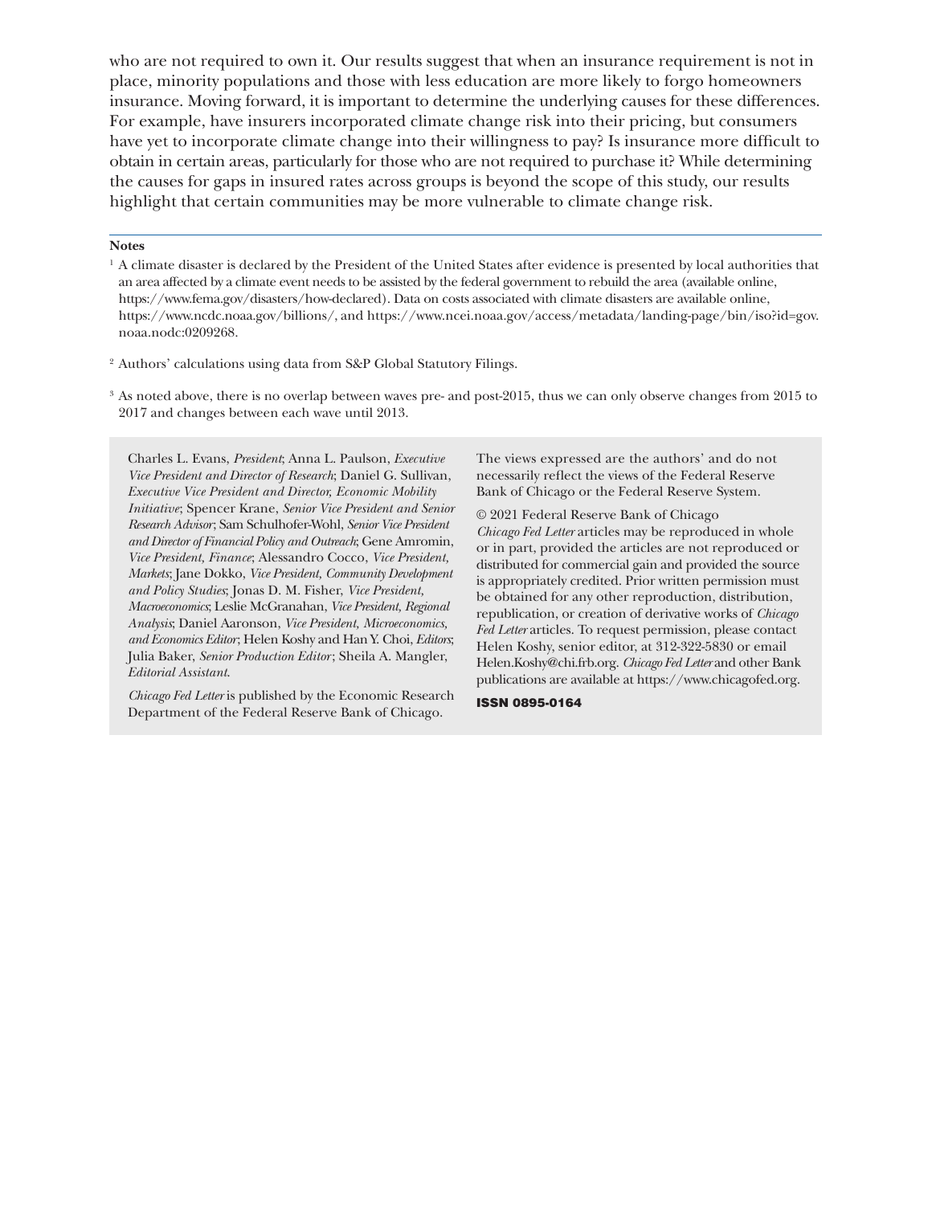who are not required to own it. Our results suggest that when an insurance requirement is not in place, minority populations and those with less education are more likely to forgo homeowners insurance. Moving forward, it is important to determine the underlying causes for these differences. For example, have insurers incorporated climate change risk into their pricing, but consumers have yet to incorporate climate change into their willingness to pay? Is insurance more difficult to obtain in certain areas, particularly for those who are not required to purchase it? While determining the causes for gaps in insured rates across groups is beyond the scope of this study, our results highlight that certain communities may be more vulnerable to climate change risk.

**Notes**

[1] A climate disaster is declared by the President of the United States after evidence is presented by local authorities that an area affected by a climate event needs to be assisted by the federal government to rebuild the area (available online, https://www.fema.gov/disasters/how-declared). Data on costs associated with climate disasters are available online, https://www.ncdc.noaa.gov/billions/, and https://www.ncei.noaa.gov/access/metadata/landing-page/bin/iso?id=gov.noaa.nodc:0209268.

[2] Authors' calculations using data from S&P Global Statutory Filings.

[3] As noted above, there is no overlap between waves pre- and post-2015, thus we can only observe changes from 2015 to 2017 and changes between each wave until 2013.

Charles L. Evans, *President*; Anna L. Paulson, *Executive Vice President and Director of Research*; Daniel G. Sullivan, *Executive Vice President and Director, Economic Mobility Initiative*; Spencer Krane, *Senior Vice President and Senior Research Advisor*; Sam Schulhofer-Wohl, *Senior Vice President and Director of Financial Policy and Outreach*; Gene Amromin, *Vice President, Finance*; Alessandro Cocco, *Vice President, Markets*; Jane Dokko, *Vice President, Community Development and Policy Studies*; Jonas D. M. Fisher, *Vice President, Macroeconomics*; Leslie McGranahan, *Vice President, Regional Analysis*; Daniel Aaronson, *Vice President, Microeconomics, and Economics Editor*; Helen Koshy and Han Y. Choi, *Editors*; Julia Baker, *Senior Production Editor*; Sheila A. Mangler, *Editorial Assistant.*

*Chicago Fed Letter* is published by the Economic Research Department of the Federal Reserve Bank of Chicago.

The views expressed are the authors' and do not necessarily reflect the views of the Federal Reserve Bank of Chicago or the Federal Reserve System.

© 2021 Federal Reserve Bank of Chicago
*Chicago Fed Letter* articles may be reproduced in whole or in part, provided the articles are not reproduced or distributed for commercial gain and provided the source is appropriately credited. Prior written permission must be obtained for any other reproduction, distribution, republication, or creation of derivative works of *Chicago Fed Letter* articles. To request permission, please contact Helen Koshy, senior editor, at 312-322-5830 or email Helen.Koshy@chi.frb.org. *Chicago Fed Letter* and other Bank publications are available at https://www.chicagofed.org.

**ISSN 0895-0164**